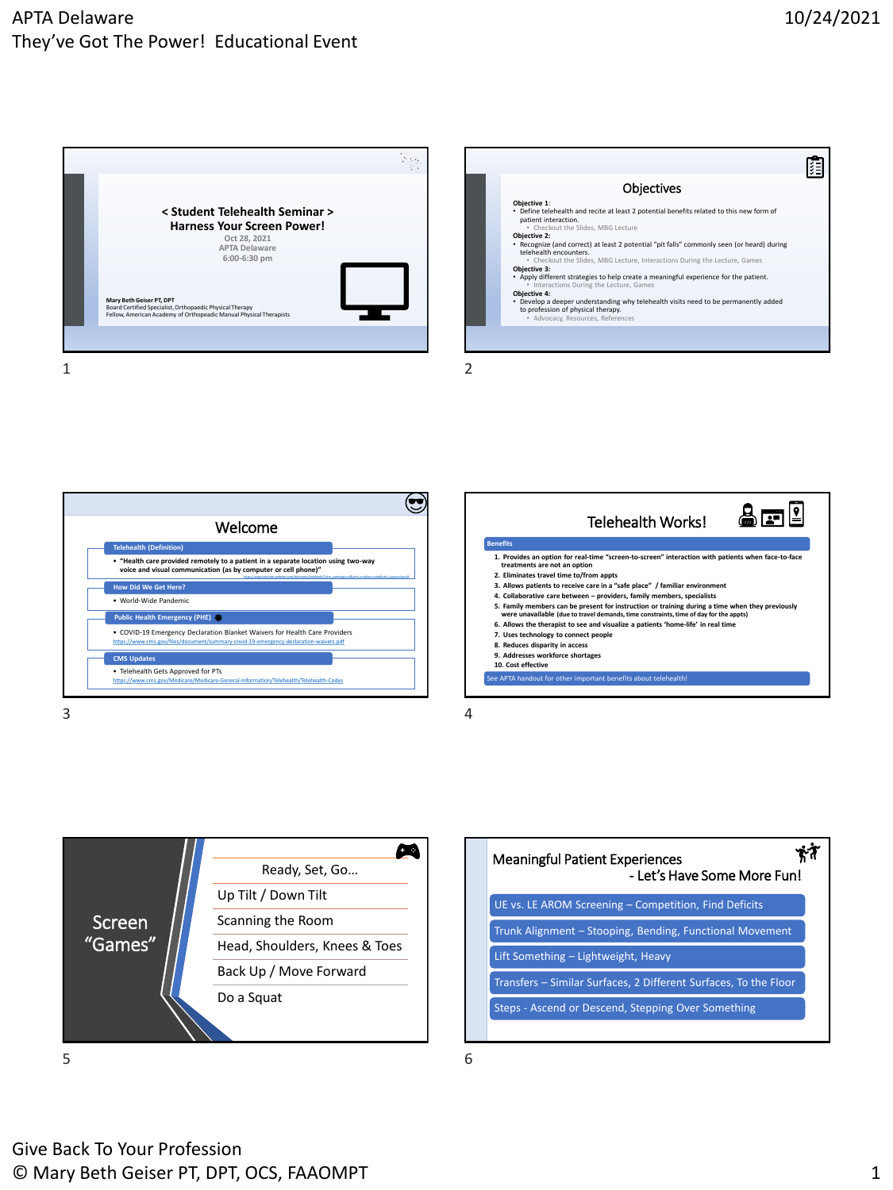## Slide 1

**< Student Telehealth Seminar >**
**Harness Your Screen Power!**

Oct 28, 2021
APTA Delaware
6:00-6:30 pm

**Mary Beth Geiser PT, DPT**
Board Certified Specialist, Orthopaedic Physical Therapy
Fellow, American Academy of Orthopaedic Manual Physical Therapists

## Slide 2

### Objectives

**Objective 1:**
- Define telehealth and recite at least 2 potential benefits related to this new form of patient interaction.
  - Checkout the Slides, MBG Lecture

**Objective 2:**
- Recognize (and correct) at least 2 potential "pit falls" commonly seen (or heard) during telehealth encounters.
  - Checkout the Slides, MBG Lecture, Interactions During the Lecture, Games

**Objective 3:**
- Apply different strategies to help create a meaningful experience for the patient.
  - Interactions During the Lecture, Games

**Objective 4:**
- Develop a deeper understanding why telehealth visits need to be permanently added to profession of physical therapy.
  - Advocacy, Resources, References

## Slide 3

### Welcome

**Telehealth (Definition)**
- "Health care provided remotely to a patient in a separate location using two-way voice and visual communication (as by computer or cell phone)"

**How Did We Get Here?**
- World-Wide Pandemic

**Public Health Emergency (PHE)**
- COVID-19 Emergency Declaration Blanket Waivers for Health Care Providers
  https://www.cms.gov/files/document/summary-covid-19-emergency-declaration-waivers.pdf

**CMS Updates**
- Telehealth Gets Approved for PTs
  https://www.cms.gov/Medicare/Medicare-General-Information/Telehealth/Telehealth-Codes

## Slide 4

### Telehealth Works!

**Benefits**

1. Provides an option for real-time "screen-to-screen" interaction with patients when face-to-face treatments are not an option
2. Eliminates travel time to/from appts
3. Allows patients to receive care in a "safe place" / familiar environment
4. Collaborative care between – providers, family members, specialists
5. Family members can be present for instruction or training during a time when they previously were unavailable (due to travel demands, time constraints, time of day for the appts)
6. Allows the therapist to see and visualize a patients 'home-life' in real time
7. Uses technology to connect people
8. Reduces disparity in access
9. Addresses workforce shortages
10. Cost effective

See APTA handout for other important benefits about telehealth!

## Slide 5

### Screen "Games"

- Ready, Set, Go…
- Up Tilt / Down Tilt
- Scanning the Room
- Head, Shoulders, Knees & Toes
- Back Up / Move Forward
- Do a Squat

## Slide 6

### Meaningful Patient Experiences - Let's Have Some More Fun!

- UE vs. LE AROM Screening – Competition, Find Deficits
- Trunk Alignment – Stooping, Bending, Functional Movement
- Lift Something – Lightweight, Heavy
- Transfers – Similar Surfaces, 2 Different Surfaces, To the Floor
- Steps - Ascend or Descend, Stepping Over Something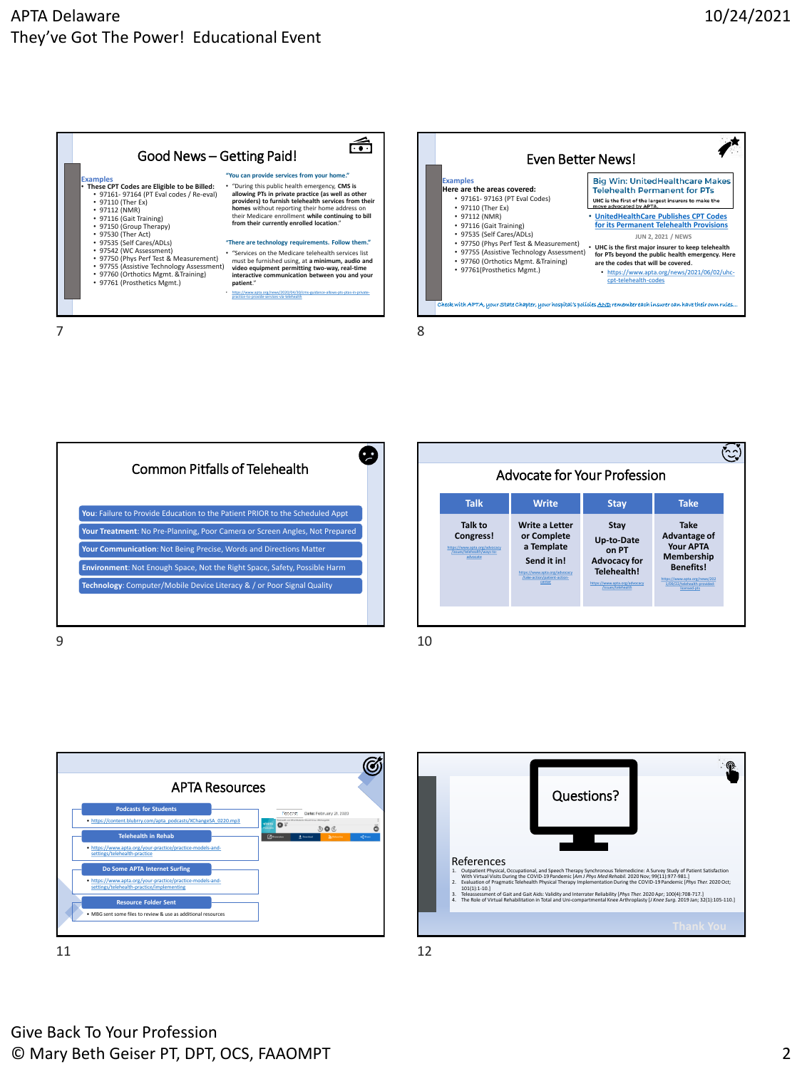## Good News – Getting Paid!

Examples

- These CPT Codes are Eligible to be Billed:
  - 97161- 97164 (PT Eval codes / Re-eval)
  - 97110 (Ther Ex)
  - 97112 (NMR)
  - 97116 (Gait Training)
  - 97150 (Group Therapy)
  - 97530 (Ther Act)
  - 97535 (Self Cares/ADLs)
  - 97542 (WC Assessment)
  - 97750 (Phys Perf Test & Measurement)
  - 97755 (Assistive Technology Assessment)
  - 97760 (Orthotics Mgmt. &Training)
  - 97761 (Prosthetics Mgmt.)

"You can provide services from your home."

- "During this public health emergency, **CMS is allowing PTs in private practice (as well as other providers) to furnish telehealth services from their homes** without reporting their home address on their Medicare enrollment **while continuing to bill from their currently enrolled location**."

"There are technology requirements. Follow them."

- "Services on the Medicare telehealth services list must be furnished using, **at a minimum, audio and video equipment permitting two-way, real-time interactive communication between you and your patient**."
- https://www.apta.org/news/2020/04/30/cms-guidance-allows-pts-in-private-practice-to-provide-services-via-telehealth

## Even Better News!

Examples

Here are the areas covered:

- 97161- 97163 (PT Eval Codes)
- 97110 (Ther Ex)
- 97112 (NMR)
- 97116 (Gait Training)
- 97535 (Self Cares/ADLs)
- 97750 (Phys Perf Test & Measurement)
- 97755 (Assistive Technology Assessment)
- 97760 (Orthotics Mgmt. &Training)
- 97761(Prosthetics Mgmt.)

Big Win: UnitedHealthcare Makes Telehealth Permanent for PTs

UHC is the first of the largest insurers to make the move advocated by APTA.

- UnitedHealthCare Publishes CPT Codes for its Permanent Telehealth Provisions

JUN 2, 2021 / NEWS

- UHC is the first major insurer to keep telehealth for PTs beyond the public health emergency. Here are the codes that will be covered.
  - https://www.apta.org/news/2021/06/02/uhc-cpt-telehealth-codes

Check with APTA, your State Chapter, your hospital's policies AND remember each insurer can have their own rules…

## Common Pitfalls of Telehealth

- **You**: Failure to Provide Education to the Patient PRIOR to the Scheduled Appt
- **Your Treatment**: No Pre-Planning, Poor Camera or Screen Angles, Not Prepared
- **Your Communication**: Not Being Precise, Words and Directions Matter
- **Environment**: Not Enough Space, Not the Right Space, Safety, Possible Harm
- **Technology**: Computer/Mobile Device Literacy & / or Poor Signal Quality

## Advocate for Your Profession

| Talk | Write | Stay | Take |
| --- | --- | --- | --- |
| Talk to Congress! https://www.apta.org/advocacy/issues/telehealth/ways-to-advocate | Write a Letter or Complete a Template Send it in! https://www.apta.org/advocacy/take-action/patient-action-center | Stay Up-to-Date on PT Advocacy for Telehealth! https://www.apta.org/advocacy/issues/telehealth | Take Advantage of Your APTA Membership Benefits! https://www.apta.org/news/2021/08/23/telehealth-provided-licensed-pts |

## APTA Resources

Podcasts for Students

- https://content.blubrry.com/apta_podcasts/XChangeSA_0220.mp3

Telehealth in Rehab

- https://www.apta.org/your-practice/practice-models-and-settings/telehealth-practice

Do Some APTA Internet Surfing

- https://www.apta.org/your-practice/practice-models-and-settings/telehealth-practice/implementing

Resource Folder Sent

- MBG sent some files to review & use as additional resources

Podcast Date: February 21, 2020

## Questions?

References

1. Outpatient Physical, Occupational, and Speech Therapy Synchronous Telemedicine: A Survey Study of Patient Satisfaction With Virtual Visits During the COVID-19 Pandemic [Am J Phys Med Rehabil. 2020 Nov; 99(11):977-981.]
2. Evaluation of Pragmatic Telehealth Physical Therapy Implementation During the COVID-19 Pandemic [Phys Ther. 2020 Oct; 101(1):1-10.]
3. Teleassessment of Gait and Gait Aids: Validity and Interrater Reliability [Phys Ther. 2020 Apr; 100(4):708-717.]
4. The Role of Virtual Rehabilitation in Total and Uni-compartmental Knee Arthroplasty [J Knee Surg. 2019 Jan; 32(1):105-110.]

Thank You